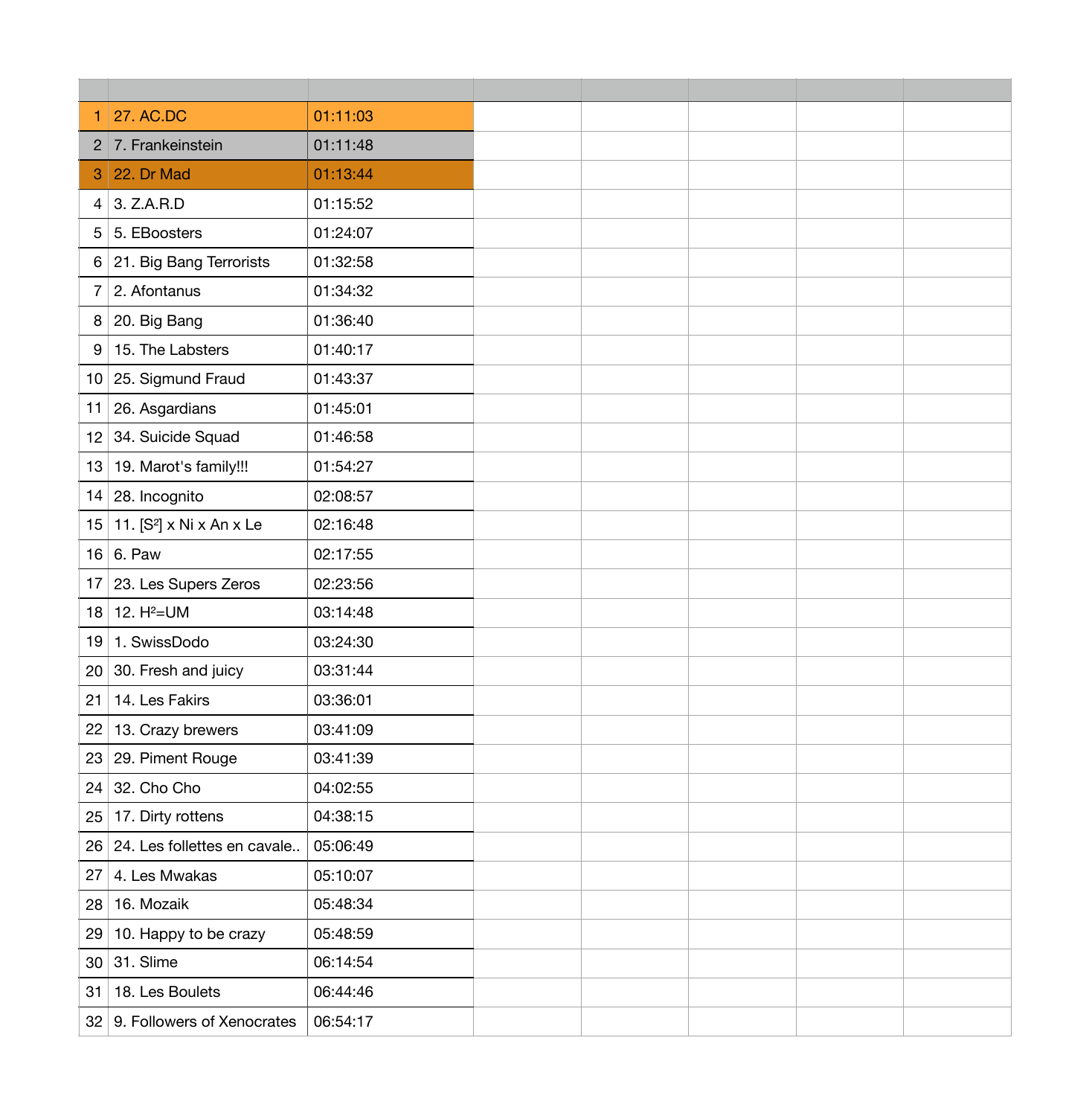| | | |
|---|---|---|
| 1 | 27. AC.DC | 01:11:03 |
| 2 | 7. Frankeinstein | 01:11:48 |
| 3 | 22. Dr Mad | 01:13:44 |
| 4 | 3. Z.A.R.D | 01:15:52 |
| 5 | 5. EBoosters | 01:24:07 |
| 6 | 21. Big Bang Terrorists | 01:32:58 |
| 7 | 2. Afontanus | 01:34:32 |
| 8 | 20. Big Bang | 01:36:40 |
| 9 | 15. The Labsters | 01:40:17 |
| 10 | 25. Sigmund Fraud | 01:43:37 |
| 11 | 26. Asgardians | 01:45:01 |
| 12 | 34. Suicide Squad | 01:46:58 |
| 13 | 19. Marot's family!!! | 01:54:27 |
| 14 | 28. Incognito | 02:08:57 |
| 15 | 11. [S$^2$] x Ni x An x Le | 02:16:48 |
| 16 | 6. Paw | 02:17:55 |
| 17 | 23. Les Supers Zeros | 02:23:56 |
| 18 | 12. H$^2$=UM | 03:14:48 |
| 19 | 1. SwissDodo | 03:24:30 |
| 20 | 30. Fresh and juicy | 03:31:44 |
| 21 | 14. Les Fakirs | 03:36:01 |
| 22 | 13. Crazy brewers | 03:41:09 |
| 23 | 29. Piment Rouge | 03:41:39 |
| 24 | 32. Cho Cho | 04:02:55 |
| 25 | 17. Dirty rottens | 04:38:15 |
| 26 | 24. Les follettes en cavale.. | 05:06:49 |
| 27 | 4. Les Mwakas | 05:10:07 |
| 28 | 16. Mozaik | 05:48:34 |
| 29 | 10. Happy to be crazy | 05:48:59 |
| 30 | 31. Slime | 06:14:54 |
| 31 | 18. Les Boulets | 06:44:46 |
| 32 | 9. Followers of Xenocrates | 06:54:17 |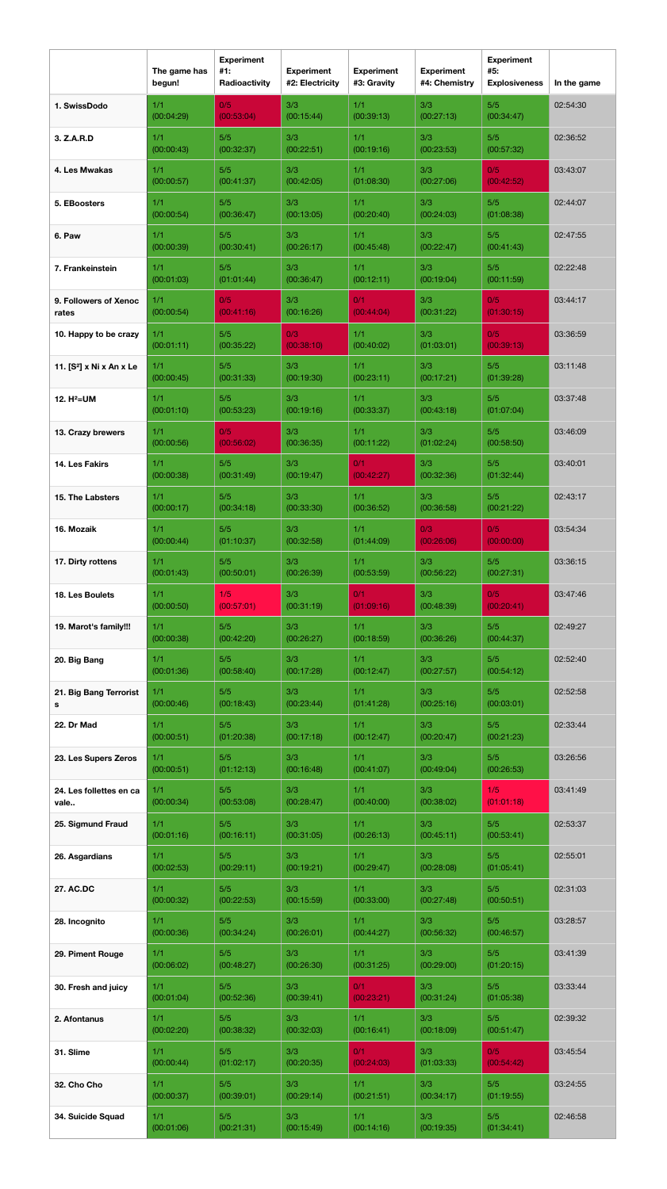| | The game has begun! | Experiment #1: Radioactivity | Experiment #2: Electricity | Experiment #3: Gravity | Experiment #4: Chemistry | Experiment #5: Explosiveness | In the game |
|---|---|---|---|---|---|---|---|
| 1. SwissDodo | 1/1 (00:04:29) | 0/5 (00:53:04) | 3/3 (00:15:44) | 1/1 (00:39:13) | 3/3 (00:27:13) | 5/5 (00:34:47) | 02:54:30 |
| 3. Z.A.R.D | 1/1 (00:00:43) | 5/5 (00:32:37) | 3/3 (00:22:51) | 1/1 (00:19:16) | 3/3 (00:23:53) | 5/5 (00:57:32) | 02:36:52 |
| 4. Les Mwakas | 1/1 (00:00:57) | 5/5 (00:41:37) | 3/3 (00:42:05) | 1/1 (01:08:30) | 3/3 (00:27:06) | 0/5 (00:42:52) | 03:43:07 |
| 5. EBoosters | 1/1 (00:00:54) | 5/5 (00:36:47) | 3/3 (00:13:05) | 1/1 (00:20:40) | 3/3 (00:24:03) | 5/5 (01:08:38) | 02:44:07 |
| 6. Paw | 1/1 (00:00:39) | 5/5 (00:30:41) | 3/3 (00:26:17) | 1/1 (00:45:48) | 3/3 (00:22:47) | 5/5 (00:41:43) | 02:47:55 |
| 7. Frankeinstein | 1/1 (00:01:03) | 5/5 (01:01:44) | 3/3 (00:36:47) | 1/1 (00:12:11) | 3/3 (00:19:04) | 5/5 (00:11:59) | 02:22:48 |
| 9. Followers of Xenocrates | 1/1 (00:00:54) | 0/5 (00:41:16) | 3/3 (00:16:26) | 0/1 (00:44:04) | 3/3 (00:31:22) | 0/5 (01:30:15) | 03:44:17 |
| 10. Happy to be crazy | 1/1 (00:01:11) | 5/5 (00:35:22) | 0/3 (00:38:10) | 1/1 (00:40:02) | 3/3 (01:03:01) | 0/5 (00:39:13) | 03:36:59 |
| 11. [S²] x Ni x An x Le | 1/1 (00:00:45) | 5/5 (00:31:33) | 3/3 (00:19:30) | 1/1 (00:23:11) | 3/3 (00:17:21) | 5/5 (01:39:28) | 03:11:48 |
| 12. H²=UM | 1/1 (00:01:10) | 5/5 (00:53:23) | 3/3 (00:19:16) | 1/1 (00:33:37) | 3/3 (00:43:18) | 5/5 (01:07:04) | 03:37:48 |
| 13. Crazy brewers | 1/1 (00:00:56) | 0/5 (00:56:02) | 3/3 (00:36:35) | 1/1 (00:11:22) | 3/3 (01:02:24) | 5/5 (00:58:50) | 03:46:09 |
| 14. Les Fakirs | 1/1 (00:00:38) | 5/5 (00:31:49) | 3/3 (00:19:47) | 0/1 (00:42:27) | 3/3 (00:32:36) | 5/5 (01:32:44) | 03:40:01 |
| 15. The Labsters | 1/1 (00:00:17) | 5/5 (00:34:18) | 3/3 (00:33:30) | 1/1 (00:36:52) | 3/3 (00:36:58) | 5/5 (00:21:22) | 02:43:17 |
| 16. Mozaik | 1/1 (00:00:44) | 5/5 (01:10:37) | 3/3 (00:32:58) | 1/1 (01:44:09) | 0/3 (00:26:06) | 0/5 (00:00:00) | 03:54:34 |
| 17. Dirty rottens | 1/1 (00:01:43) | 5/5 (00:50:01) | 3/3 (00:26:39) | 1/1 (00:53:59) | 3/3 (00:56:22) | 5/5 (00:27:31) | 03:36:15 |
| 18. Les Boulets | 1/1 (00:00:50) | 1/5 (00:57:01) | 3/3 (00:31:19) | 0/1 (01:09:16) | 3/3 (00:48:39) | 0/5 (00:20:41) | 03:47:46 |
| 19. Marot's family!!! | 1/1 (00:00:38) | 5/5 (00:42:20) | 3/3 (00:26:27) | 1/1 (00:18:59) | 3/3 (00:36:26) | 5/5 (00:44:37) | 02:49:27 |
| 20. Big Bang | 1/1 (00:01:36) | 5/5 (00:58:40) | 3/3 (00:17:28) | 1/1 (00:12:47) | 3/3 (00:27:57) | 5/5 (00:54:12) | 02:52:40 |
| 21. Big Bang Terrorists | 1/1 (00:00:46) | 5/5 (00:18:43) | 3/3 (00:23:44) | 1/1 (01:41:28) | 3/3 (00:25:16) | 5/5 (00:03:01) | 02:52:58 |
| 22. Dr Mad | 1/1 (00:00:51) | 5/5 (01:20:38) | 3/3 (00:17:18) | 1/1 (00:12:47) | 3/3 (00:20:47) | 5/5 (00:21:23) | 02:33:44 |
| 23. Les Supers Zeros | 1/1 (00:00:51) | 5/5 (01:12:13) | 3/3 (00:16:48) | 1/1 (00:41:07) | 3/3 (00:49:04) | 5/5 (00:26:53) | 03:26:56 |
| 24. Les follettes en cavale.. | 1/1 (00:00:34) | 5/5 (00:53:08) | 3/3 (00:28:47) | 1/1 (00:40:00) | 3/3 (00:38:02) | 1/5 (01:01:18) | 03:41:49 |
| 25. Sigmund Fraud | 1/1 (00:01:16) | 5/5 (00:16:11) | 3/3 (00:31:05) | 1/1 (00:26:13) | 3/3 (00:45:11) | 5/5 (00:53:41) | 02:53:37 |
| 26. Asgardians | 1/1 (00:02:53) | 5/5 (00:29:11) | 3/3 (00:19:21) | 1/1 (00:29:47) | 3/3 (00:28:08) | 5/5 (01:05:41) | 02:55:01 |
| 27. AC.DC | 1/1 (00:00:32) | 5/5 (00:22:53) | 3/3 (00:15:59) | 1/1 (00:33:00) | 3/3 (00:27:48) | 5/5 (00:50:51) | 02:31:03 |
| 28. Incognito | 1/1 (00:00:36) | 5/5 (00:34:24) | 3/3 (00:26:01) | 1/1 (00:44:27) | 3/3 (00:56:32) | 5/5 (00:46:57) | 03:28:57 |
| 29. Piment Rouge | 1/1 (00:06:02) | 5/5 (00:48:27) | 3/3 (00:26:30) | 1/1 (00:31:25) | 3/3 (00:29:00) | 5/5 (01:20:15) | 03:41:39 |
| 30. Fresh and juicy | 1/1 (00:01:04) | 5/5 (00:52:36) | 3/3 (00:39:41) | 0/1 (00:23:21) | 3/3 (00:31:24) | 5/5 (01:05:38) | 03:33:44 |
| 2. Afontanus | 1/1 (00:02:20) | 5/5 (00:38:32) | 3/3 (00:32:03) | 1/1 (00:16:41) | 3/3 (00:18:09) | 5/5 (00:51:47) | 02:39:32 |
| 31. Slime | 1/1 (00:00:44) | 5/5 (01:02:17) | 3/3 (00:20:35) | 0/1 (00:24:03) | 3/3 (01:03:33) | 0/5 (00:54:42) | 03:45:54 |
| 32. Cho Cho | 1/1 (00:00:37) | 5/5 (00:39:01) | 3/3 (00:29:14) | 1/1 (00:21:51) | 3/3 (00:34:17) | 5/5 (01:19:55) | 03:24:55 |
| 34. Suicide Squad | 1/1 (00:01:06) | 5/5 (00:21:31) | 3/3 (00:15:49) | 1/1 (00:14:16) | 3/3 (00:19:35) | 5/5 (01:34:41) | 02:46:58 |